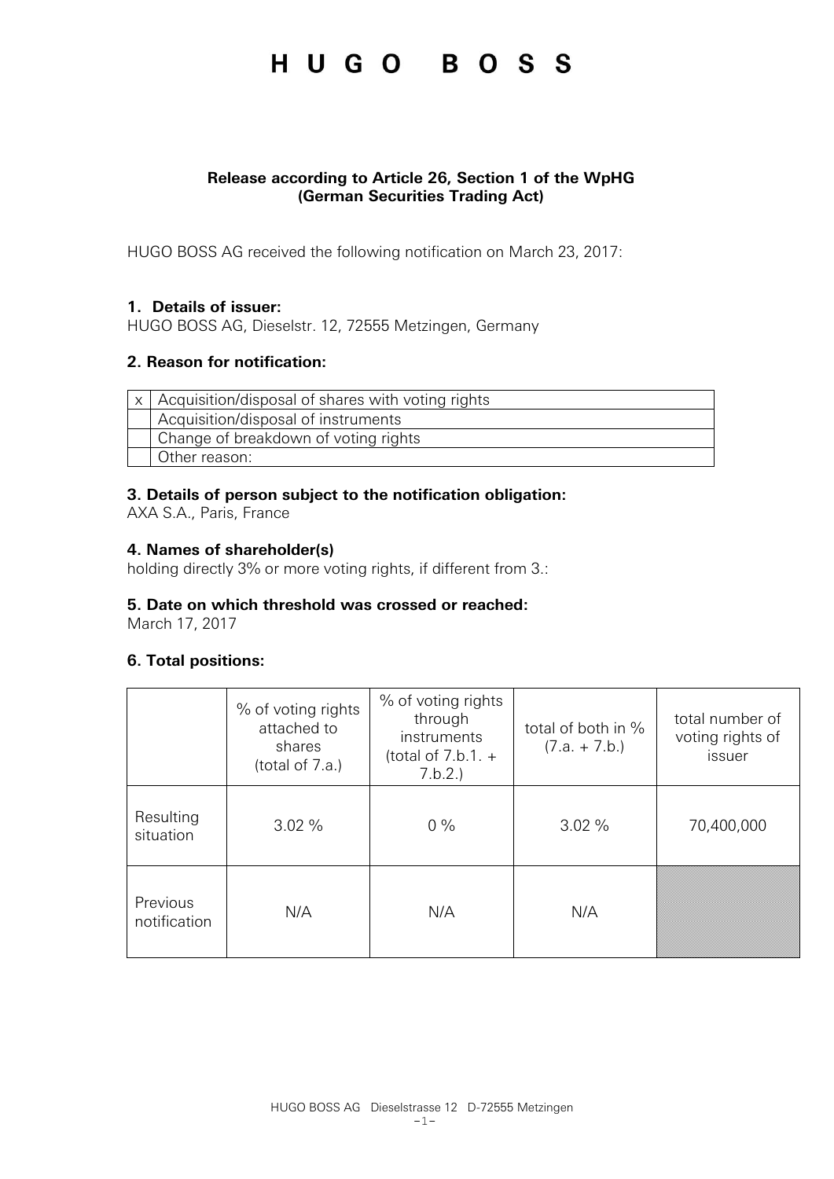# HUGO BOSS

**Release according to Article 26, Section 1 of the WpHG (German Securities Trading Act)**

HUGO BOSS AG received the following notification on March 23, 2017:

### 1. Details of issuer:

HUGO BOSS AG, Dieselstr. 12, 72555 Metzingen, Germany

### 2. Reason for notification:

| | |
|---|---|
| x | Acquisition/disposal of shares with voting rights |
| | Acquisition/disposal of instruments |
| | Change of breakdown of voting rights |
| | Other reason: |

### 3. Details of person subject to the notification obligation:

AXA S.A., Paris, France

### 4. Names of shareholder(s)

holding directly 3% or more voting rights, if different from 3.:

### 5. Date on which threshold was crossed or reached:

March 17, 2017

### 6. Total positions:

| | % of voting rights attached to shares (total of 7.a.) | % of voting rights through instruments (total of 7.b.1. + 7.b.2.) | total of both in % (7.a. + 7.b.) | total number of voting rights of issuer |
|---|---|---|---|---|
| Resulting situation | 3.02 % | 0 % | 3.02 % | 70,400,000 |
| Previous notification | N/A | N/A | N/A | |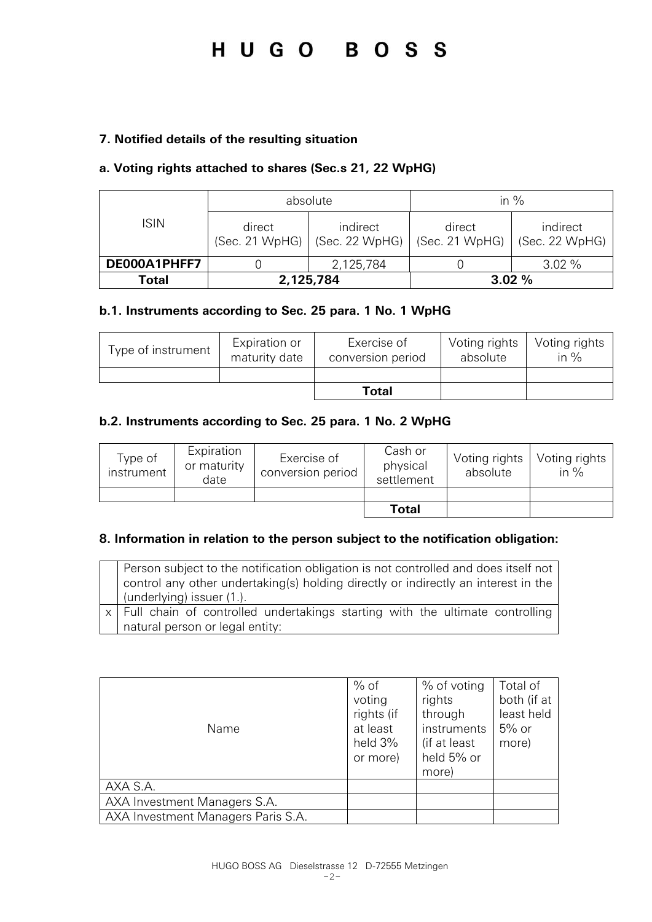### 7. Notified details of the resulting situation

#### a. Voting rights attached to shares (Sec.s 21, 22 WpHG)

| ISIN | absolute | | in % | |
|---|---|---|---|---|
| | direct (Sec. 21 WpHG) | indirect (Sec. 22 WpHG) | direct (Sec. 21 WpHG) | indirect (Sec. 22 WpHG) |
| **DE000A1PHFF7** | 0 | 2,125,784 | 0 | 3.02 % |
| **Total** | **2,125,784** | | **3.02 %** | |

#### b.1. Instruments according to Sec. 25 para. 1 No. 1 WpHG

| Type of instrument | Expiration or maturity date | Exercise of conversion period | Voting rights absolute | Voting rights in % |
|---|---|---|---|---|
| | | | | |
| | | **Total** | | |

#### b.2. Instruments according to Sec. 25 para. 1 No. 2 WpHG

| Type of instrument | Expiration or maturity date | Exercise of conversion period | Cash or physical settlement | Voting rights absolute | Voting rights in % |
|---|---|---|---|---|---|
| | | | | | |
| | | | **Total** | | |

### 8. Information in relation to the person subject to the notification obligation:

| | |
|---|---|
| | Person subject to the notification obligation is not controlled and does itself not control any other undertaking(s) holding directly or indirectly an interest in the (underlying) issuer (1.). |
| x | Full chain of controlled undertakings starting with the ultimate controlling natural person or legal entity: |

| Name | % of voting rights (if at least held 3% or more) | % of voting rights through instruments (if at least held 5% or more) | Total of both (if at least held 5% or more) |
|---|---|---|---|
| AXA S.A. | | | |
| AXA Investment Managers S.A. | | | |
| AXA Investment Managers Paris S.A. | | | |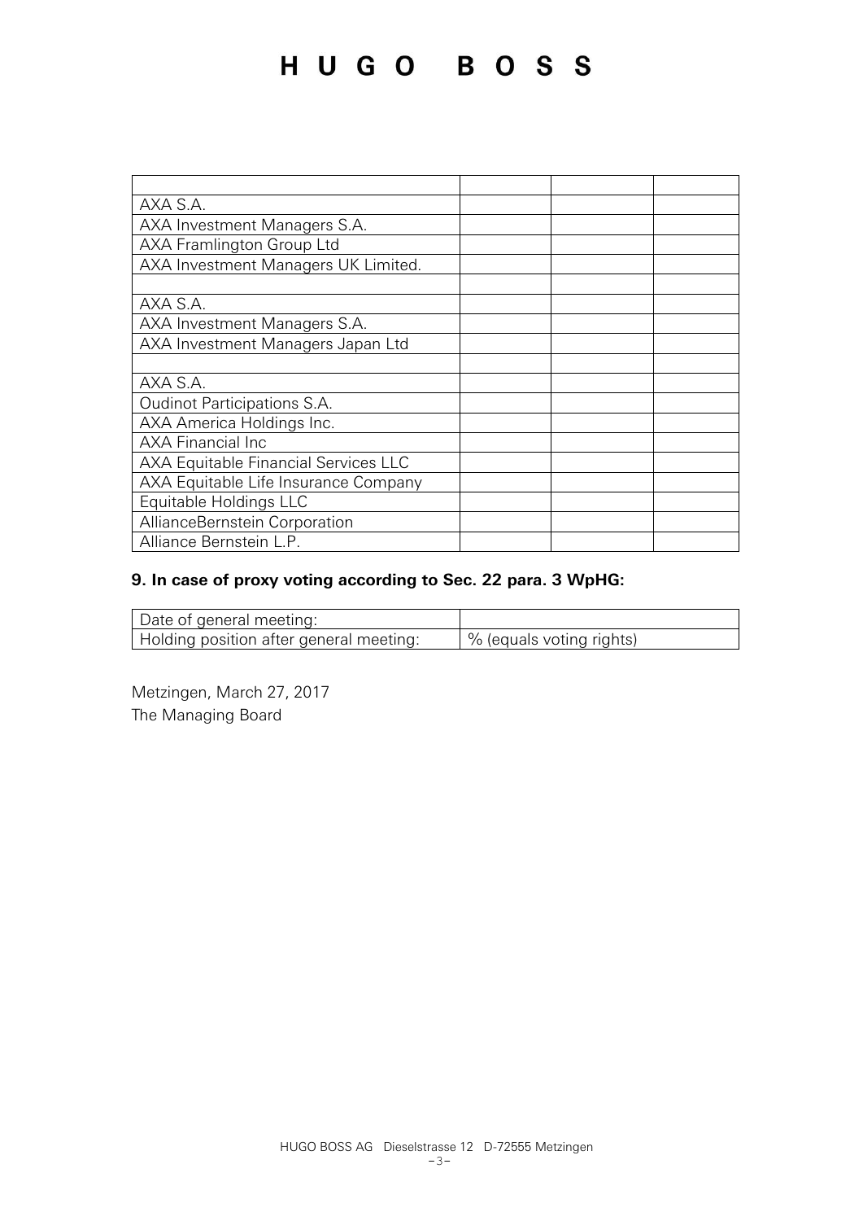| | | | |
|---|---|---|---|
| | | | |
| AXA S.A. | | | |
| AXA Investment Managers S.A. | | | |
| AXA Framlington Group Ltd | | | |
| AXA Investment Managers UK Limited. | | | |
| | | | |
| AXA S.A. | | | |
| AXA Investment Managers S.A. | | | |
| AXA Investment Managers Japan Ltd | | | |
| | | | |
| AXA S.A. | | | |
| Oudinot Participations S.A. | | | |
| AXA America Holdings Inc. | | | |
| AXA Financial Inc | | | |
| AXA Equitable Financial Services LLC | | | |
| AXA Equitable Life Insurance Company | | | |
| Equitable Holdings LLC | | | |
| AllianceBernstein Corporation | | | |
| Alliance Bernstein L.P. | | | |

**9. In case of proxy voting according to Sec. 22 para. 3 WpHG:**

| | |
|---|---|
| Date of general meeting: | |
| Holding position after general meeting: | % (equals voting rights) |

Metzingen, March 27, 2017
The Managing Board

HUGO BOSS AG Dieselstrasse 12 D-72555 Metzingen